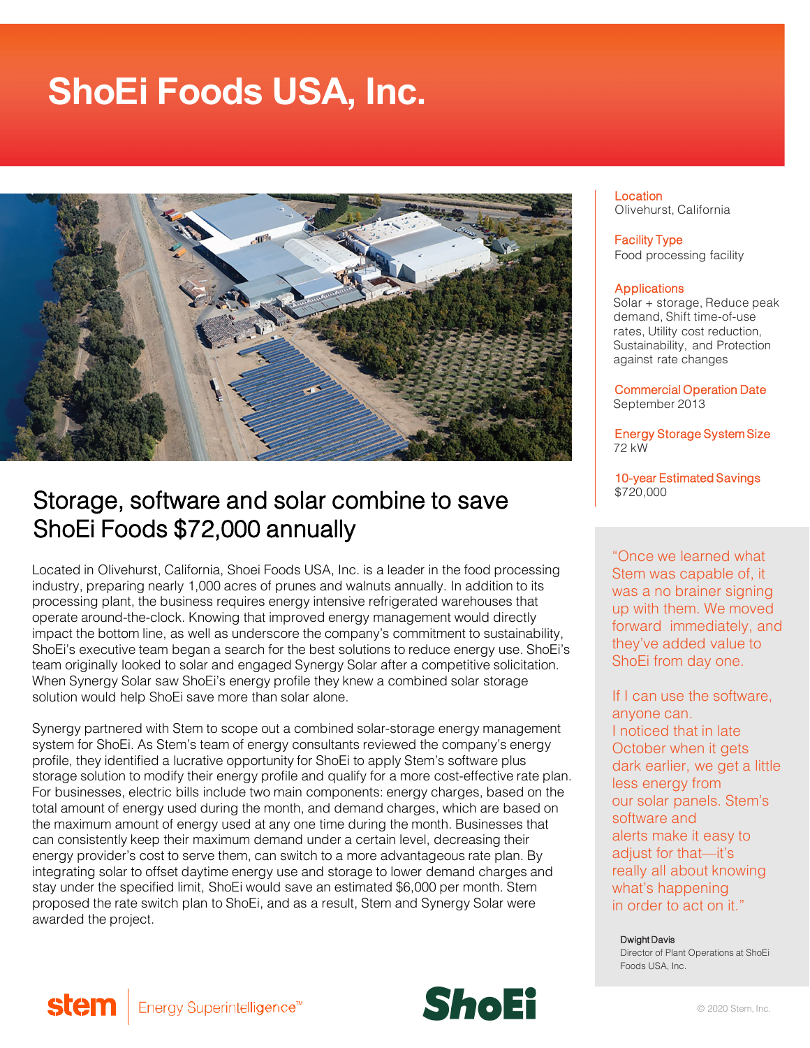# ShoEi Foods USA, Inc.

## Storage, software and solar combine to save ShoEi Foods $72,000 annually

Located in Olivehurst, California, Shoei Foods USA, Inc. is a leader in the food processing industry, preparing nearly 1,000 acres of prunes and walnuts annually. In addition to its processing plant, the business requires energy intensive refrigerated warehouses that operate around-the-clock. Knowing that improved energy management would directly impact the bottom line, as well as underscore the company's commitment to sustainability, ShoEi's executive team began a search for the best solutions to reduce energy use. ShoEi's team originally looked to solar and engaged Synergy Solar after a competitive solicitation. When Synergy Solar saw ShoEi's energy profile they knew a combined solar storage solution would help ShoEi save more than solar alone.

Synergy partnered with Stem to scope out a combined solar-storage energy management system for ShoEi. As Stem's team of energy consultants reviewed the company's energy profile, they identified a lucrative opportunity for ShoEi to apply Stem's software plus storage solution to modify their energy profile and qualify for a more cost-effective rate plan. For businesses, electric bills include two main components: energy charges, based on the total amount of energy used during the month, and demand charges, which are based on the maximum amount of energy used at any one time during the month. Businesses that can consistently keep their maximum demand under a certain level, decreasing their energy provider's cost to serve them, can switch to a more advantageous rate plan. By integrating solar to offset daytime energy use and storage to lower demand charges and stay under the specified limit, ShoEi would save an estimated $6,000 per month. Stem proposed the rate switch plan to ShoEi, and as a result, Stem and Synergy Solar were awarded the project.

**Location**
Olivehurst, California

**Facility Type**
Food processing facility

**Applications**
Solar + storage, Reduce peak demand, Shift time-of-use rates, Utility cost reduction, Sustainability, and Protection against rate changes

**Commercial Operation Date**
September 2013

**Energy Storage System Size**
72 kW

**10-year Estimated Savings**
$720,000

"Once we learned what Stem was capable of, it was a no brainer signing up with them. We moved forward immediately, and they've added value to ShoEi from day one.

If I can use the software, anyone can. I noticed that in late October when it gets dark earlier, we get a little less energy from our solar panels. Stem's software and alerts make it easy to adjust for that—it's really all about knowing what's happening in order to act on it."

Dwight Davis
Director of Plant Operations at ShoEi Foods USA, Inc.

stem | Energy Superintelligence™

ShoEi

© 2020 Stem, Inc.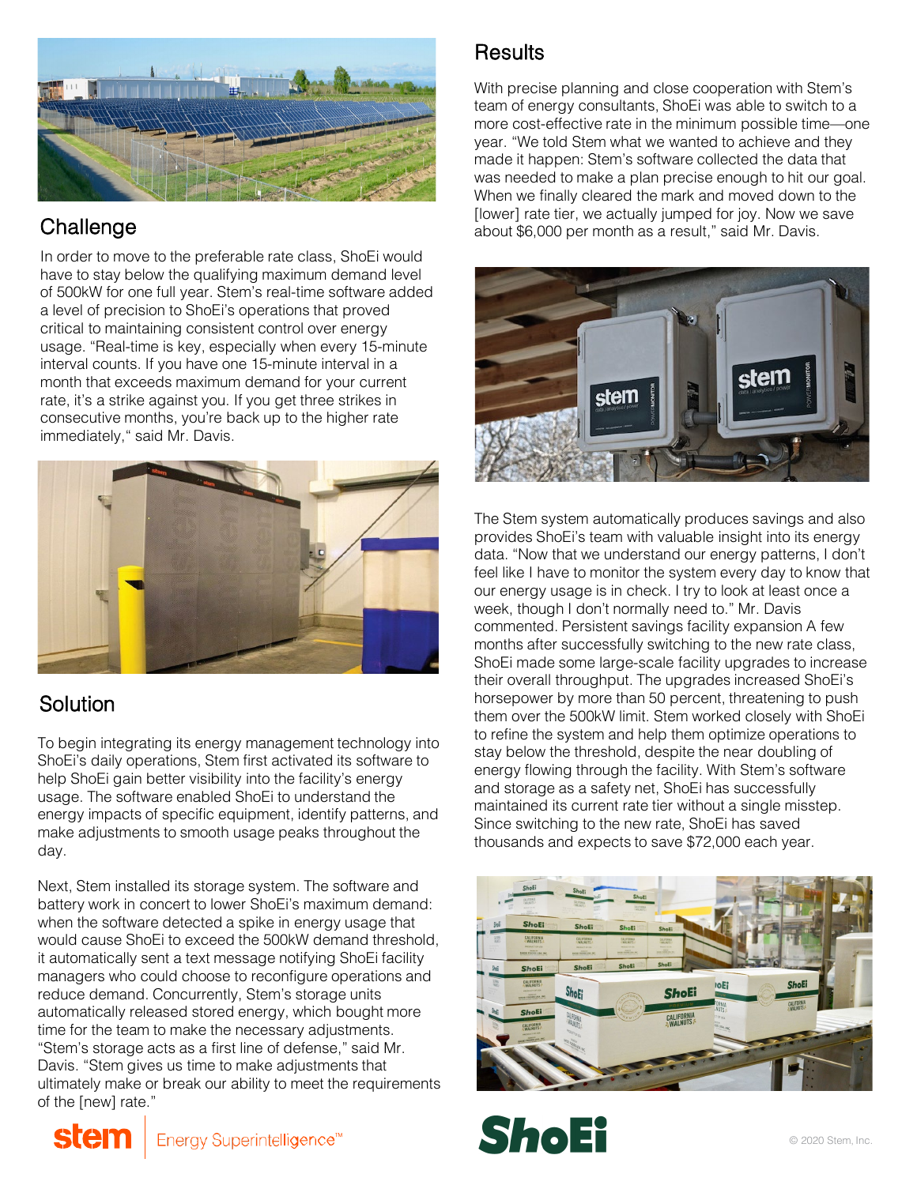## Challenge

In order to move to the preferable rate class, ShoEi would have to stay below the qualifying maximum demand level of 500kW for one full year. Stem's real-time software added a level of precision to ShoEi's operations that proved critical to maintaining consistent control over energy usage. "Real-time is key, especially when every 15-minute interval counts. If you have one 15-minute interval in a month that exceeds maximum demand for your current rate, it's a strike against you. If you get three strikes in consecutive months, you're back up to the higher rate immediately," said Mr. Davis.

## Solution

To begin integrating its energy management technology into ShoEi's daily operations, Stem first activated its software to help ShoEi gain better visibility into the facility's energy usage. The software enabled ShoEi to understand the energy impacts of specific equipment, identify patterns, and make adjustments to smooth usage peaks throughout the day.

Next, Stem installed its storage system. The software and battery work in concert to lower ShoEi's maximum demand: when the software detected a spike in energy usage that would cause ShoEi to exceed the 500kW demand threshold, it automatically sent a text message notifying ShoEi facility managers who could choose to reconfigure operations and reduce demand. Concurrently, Stem's storage units automatically released stored energy, which bought more time for the team to make the necessary adjustments. "Stem's storage acts as a first line of defense," said Mr. Davis. "Stem gives us time to make adjustments that ultimately make or break our ability to meet the requirements of the [new] rate."

## Results

With precise planning and close cooperation with Stem's team of energy consultants, ShoEi was able to switch to a more cost-effective rate in the minimum possible time—one year. "We told Stem what we wanted to achieve and they made it happen: Stem's software collected the data that was needed to make a plan precise enough to hit our goal. When we finally cleared the mark and moved down to the [lower] rate tier, we actually jumped for joy. Now we save about $6,000 per month as a result," said Mr. Davis.

The Stem system automatically produces savings and also provides ShoEi's team with valuable insight into its energy data. "Now that we understand our energy patterns, I don't feel like I have to monitor the system every day to know that our energy usage is in check. I try to look at least once a week, though I don't normally need to." Mr. Davis commented. Persistent savings facility expansion A few months after successfully switching to the new rate class, ShoEi made some large-scale facility upgrades to increase their overall throughput. The upgrades increased ShoEi's horsepower by more than 50 percent, threatening to push them over the 500kW limit. Stem worked closely with ShoEi to refine the system and help them optimize operations to stay below the threshold, despite the near doubling of energy flowing through the facility. With Stem's software and storage as a safety net, ShoEi has successfully maintained its current rate tier without a single misstep. Since switching to the new rate, ShoEi has saved thousands and expects to save $72,000 each year.

stem | Energy Superintelligence™

ShoEi

© 2020 Stem, Inc.